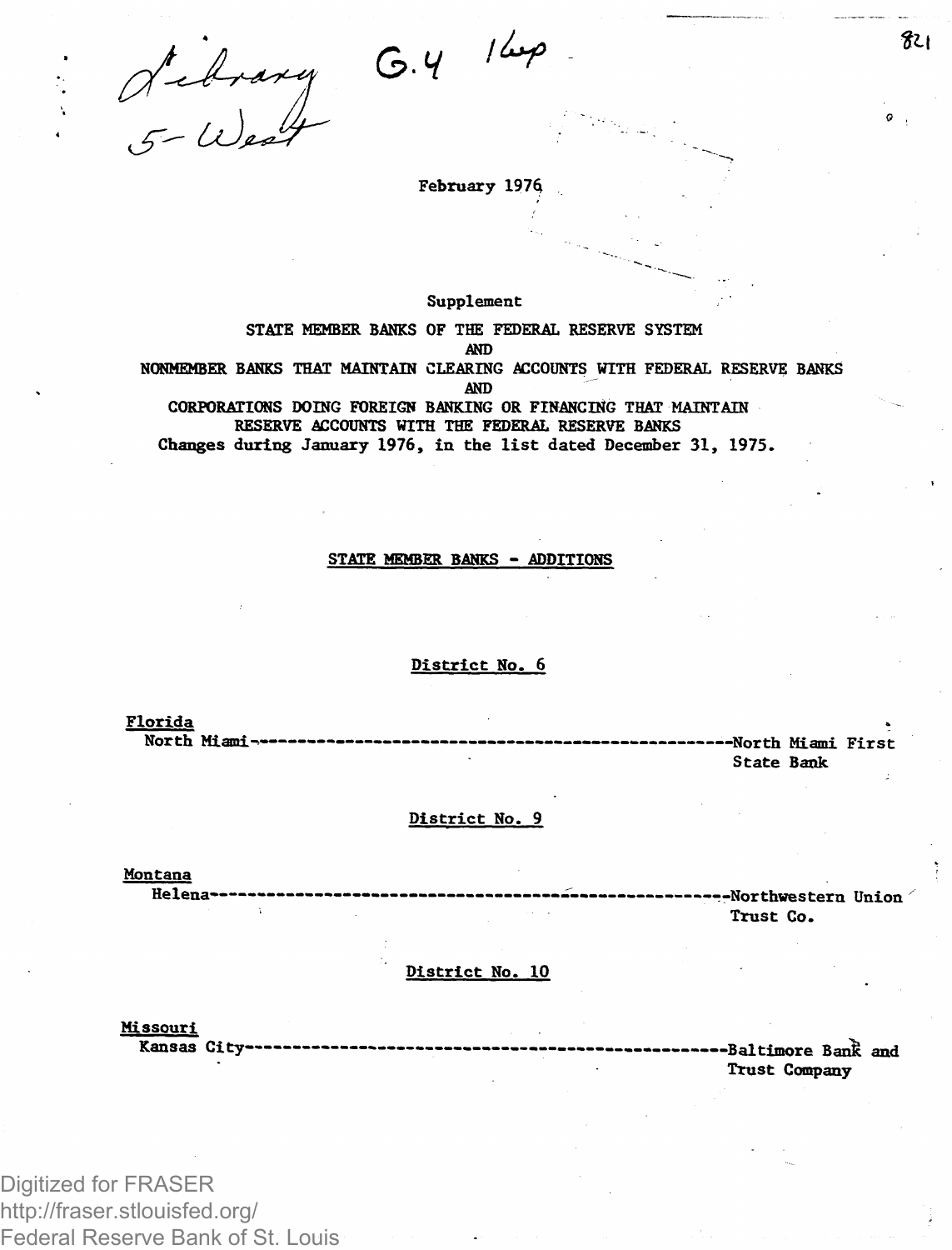Library 5-West G.4 16p

February 1976

Supplement

STATE MEMBER BANKS OF THE FEDERAL RESERVE SYSTEM
AND
NONMEMBER BANKS THAT MAINTAIN CLEARING ACCOUNTS WITH FEDERAL RESERVE BANKS
AND
CORPORATIONS DOING FOREIGN BANKING OR FINANCING THAT MAINTAIN
RESERVE ACCOUNTS WITH THE FEDERAL RESERVE BANKS
Changes during January 1976, in the list dated December 31, 1975.

## STATE MEMBER BANKS - ADDITIONS

### District No. 6

**Florida**
North Miami---North Miami First State Bank

### District No. 9

**Montana**
Helena---Northwestern Union Trust Co.

### District No. 10

**Missouri**
Kansas City---Baltimore Bank and Trust Company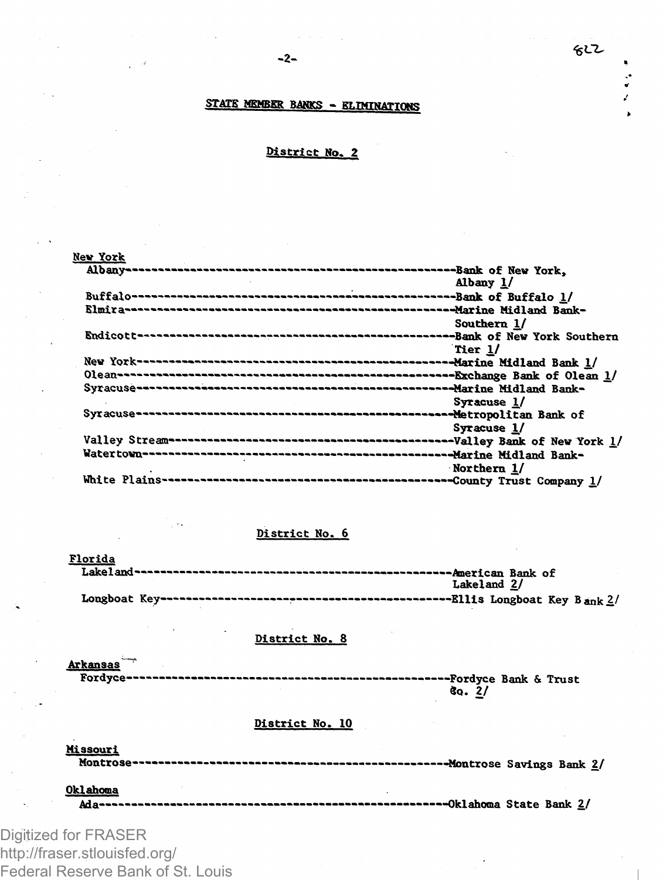## STATE MEMBER BANKS - ELIMINATIONS

### District No. 2

**New York**

| Location | Bank |
|---|---|
| Albany | Bank of New York, Albany 1/ |
| Buffalo | Bank of Buffalo 1/ |
| Elmira | Marine Midland Bank-Southern 1/ |
| Endicott | Bank of New York Southern Tier 1/ |
| New York | Marine Midland Bank 1/ |
| Olean | Exchange Bank of Olean 1/ |
| Syracuse | Marine Midland Bank-Syracuse 1/ |
| Syracuse | Metropolitan Bank of Syracuse 1/ |
| Valley Stream | Valley Bank of New York 1/ |
| Watertown | Marine Midland Bank-Northern 1/ |
| White Plains | County Trust Company 1/ |

### District No. 6

**Florida**

| Location | Bank |
|---|---|
| Lakeland | American Bank of Lakeland 2/ |
| Longboat Key | Ellis Longboat Key Bank 2/ |

### District No. 8

**Arkansas**

| Location | Bank |
|---|---|
| Fordyce | Fordyce Bank & Trust Co. 2/ |

### District No. 10

**Missouri**

| Location | Bank |
|---|---|
| Montrose | Montrose Savings Bank 2/ |

**Oklahoma**

| Location | Bank |
|---|---|
| Ada | Oklahoma State Bank 2/ |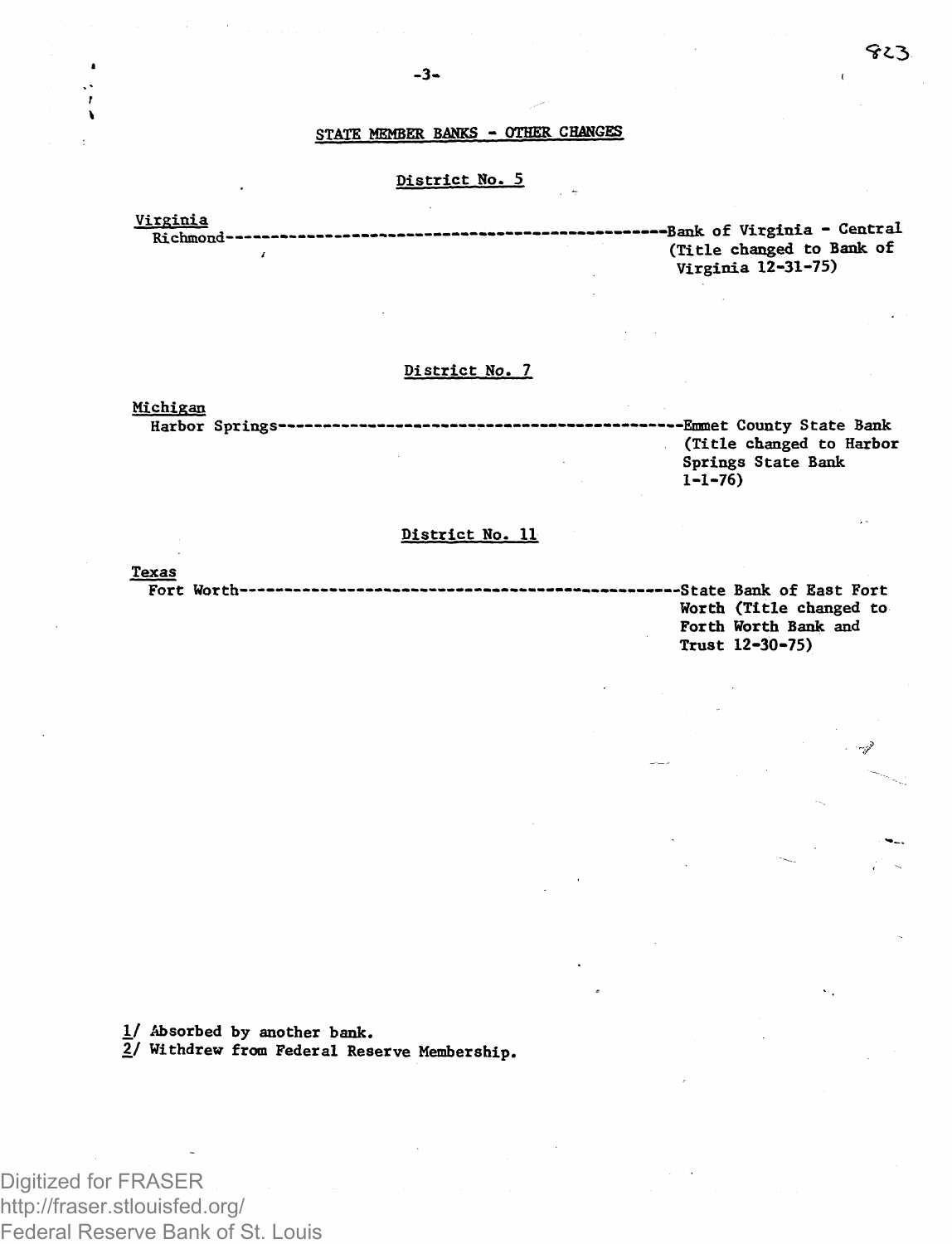## STATE MEMBER BANKS - OTHER CHANGES

### District No. 5

**Virginia**

Richmond--------------------------------------------------Bank of Virginia - Central (Title changed to Bank of Virginia 12-31-75)

### District No. 7

**Michigan**

Harbor Springs----------------------------------------------Emmet County State Bank (Title changed to Harbor Springs State Bank 1-1-76)

### District No. 11

**Texas**

Fort Worth--------------------------------------------------State Bank of East Fort Worth (Title changed to Forth Worth Bank and Trust 12-30-75)

1/ Absorbed by another bank.
2/ Withdrew from Federal Reserve Membership.